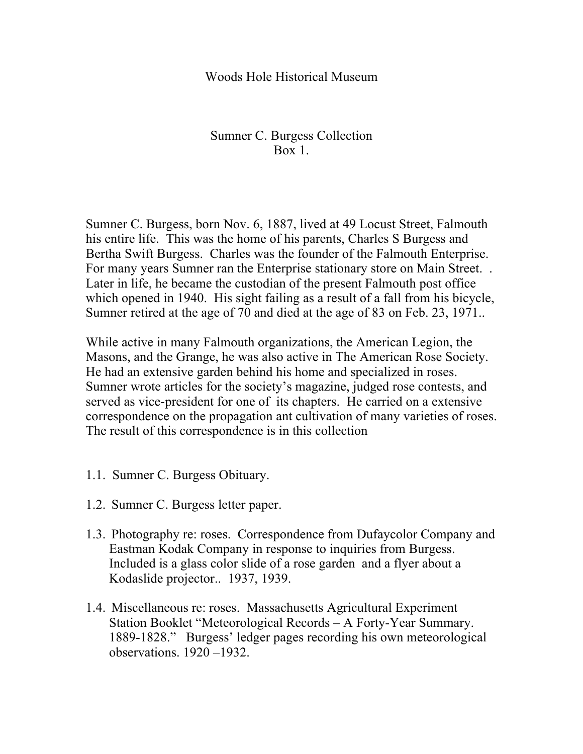# Woods Hole Historical Museum

## Sumner C. Burgess Collection
## Box 1.

Sumner C. Burgess, born Nov. 6, 1887, lived at 49 Locust Street, Falmouth his entire life. This was the home of his parents, Charles S Burgess and Bertha Swift Burgess. Charles was the founder of the Falmouth Enterprise. For many years Sumner ran the Enterprise stationary store on Main Street. . Later in life, he became the custodian of the present Falmouth post office which opened in 1940. His sight failing as a result of a fall from his bicycle, Sumner retired at the age of 70 and died at the age of 83 on Feb. 23, 1971..

While active in many Falmouth organizations, the American Legion, the Masons, and the Grange, he was also active in The American Rose Society. He had an extensive garden behind his home and specialized in roses. Sumner wrote articles for the society's magazine, judged rose contests, and served as vice-president for one of its chapters. He carried on a extensive correspondence on the propagation ant cultivation of many varieties of roses. The result of this correspondence is in this collection

1.1. Sumner C. Burgess Obituary.

1.2. Sumner C. Burgess letter paper.

1.3. Photography re: roses. Correspondence from Dufaycolor Company and Eastman Kodak Company in response to inquiries from Burgess. Included is a glass color slide of a rose garden and a flyer about a Kodaslide projector.. 1937, 1939.

1.4. Miscellaneous re: roses. Massachusetts Agricultural Experiment Station Booklet "Meteorological Records – A Forty-Year Summary. 1889-1828." Burgess' ledger pages recording his own meteorological observations. 1920 –1932.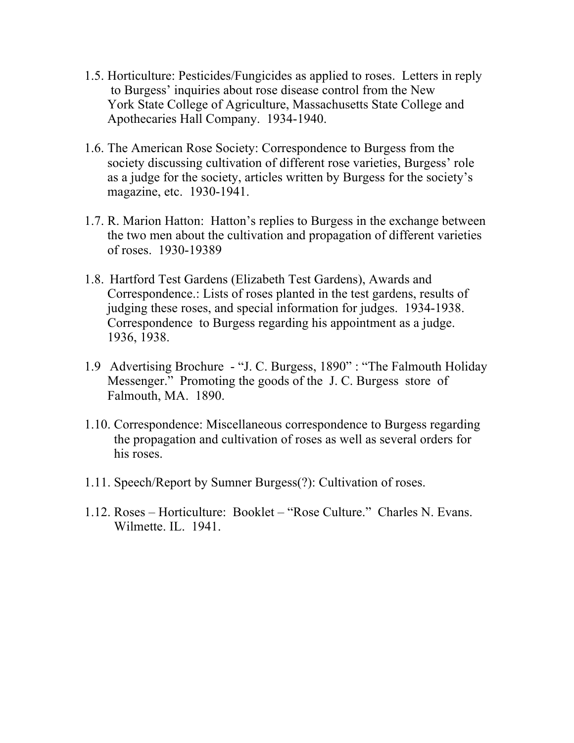1.5. Horticulture: Pesticides/Fungicides as applied to roses. Letters in reply to Burgess' inquiries about rose disease control from the New York State College of Agriculture, Massachusetts State College and Apothecaries Hall Company. 1934-1940.

1.6. The American Rose Society: Correspondence to Burgess from the society discussing cultivation of different rose varieties, Burgess' role as a judge for the society, articles written by Burgess for the society's magazine, etc. 1930-1941.

1.7. R. Marion Hatton: Hatton's replies to Burgess in the exchange between the two men about the cultivation and propagation of different varieties of roses. 1930-19389

1.8. Hartford Test Gardens (Elizabeth Test Gardens), Awards and Correspondence.: Lists of roses planted in the test gardens, results of judging these roses, and special information for judges. 1934-1938. Correspondence to Burgess regarding his appointment as a judge. 1936, 1938.

1.9 Advertising Brochure - "J. C. Burgess, 1890" : "The Falmouth Holiday Messenger." Promoting the goods of the J. C. Burgess store of Falmouth, MA. 1890.

1.10. Correspondence: Miscellaneous correspondence to Burgess regarding the propagation and cultivation of roses as well as several orders for his roses.

1.11. Speech/Report by Sumner Burgess(?): Cultivation of roses.

1.12. Roses – Horticulture: Booklet – "Rose Culture." Charles N. Evans. Wilmette. IL. 1941.